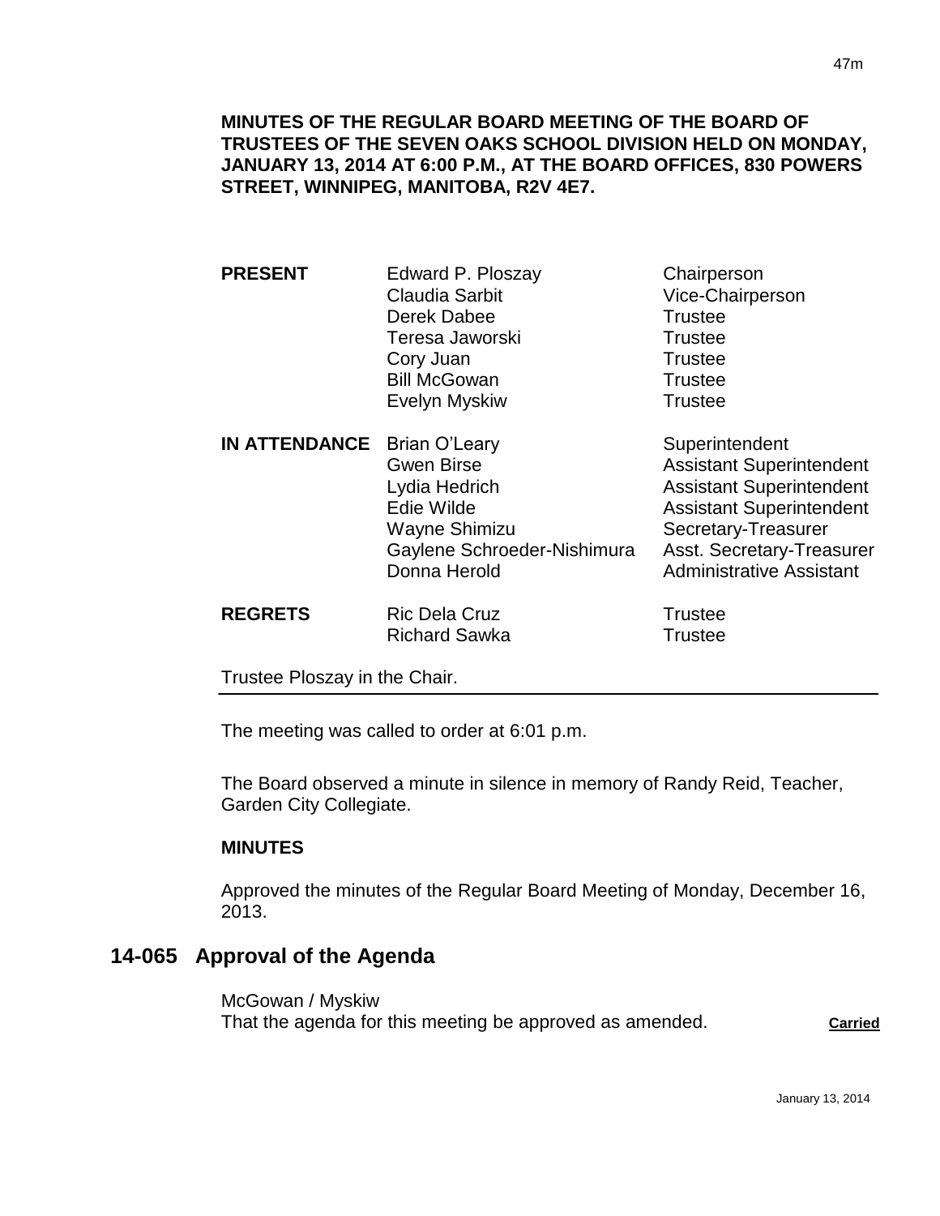**MINUTES OF THE REGULAR BOARD MEETING OF THE BOARD OF TRUSTEES OF THE SEVEN OAKS SCHOOL DIVISION HELD ON MONDAY, JANUARY 13, 2014 AT 6:00 P.M., AT THE BOARD OFFICES, 830 POWERS STREET, WINNIPEG, MANITOBA, R2V 4E7.**

| | | |
|---|---|---|
| **PRESENT** | Edward P. Ploszay | Chairperson |
| | Claudia Sarbit | Vice-Chairperson |
| | Derek Dabee | Trustee |
| | Teresa Jaworski | Trustee |
| | Cory Juan | Trustee |
| | Bill McGowan | Trustee |
| | Evelyn Myskiw | Trustee |
| **IN ATTENDANCE** | Brian O'Leary | Superintendent |
| | Gwen Birse | Assistant Superintendent |
| | Lydia Hedrich | Assistant Superintendent |
| | Edie Wilde | Assistant Superintendent |
| | Wayne Shimizu | Secretary-Treasurer |
| | Gaylene Schroeder-Nishimura | Asst. Secretary-Treasurer |
| | Donna Herold | Administrative Assistant |
| **REGRETS** | Ric Dela Cruz | Trustee |
| | Richard Sawka | Trustee |

Trustee Ploszay in the Chair.

The meeting was called to order at 6:01 p.m.

The Board observed a minute in silence in memory of Randy Reid, Teacher, Garden City Collegiate.

**MINUTES**

Approved the minutes of the Regular Board Meeting of Monday, December 16, 2013.

## 14-065 Approval of the Agenda

McGowan / Myskiw
That the agenda for this meeting be approved as amended. **Carried**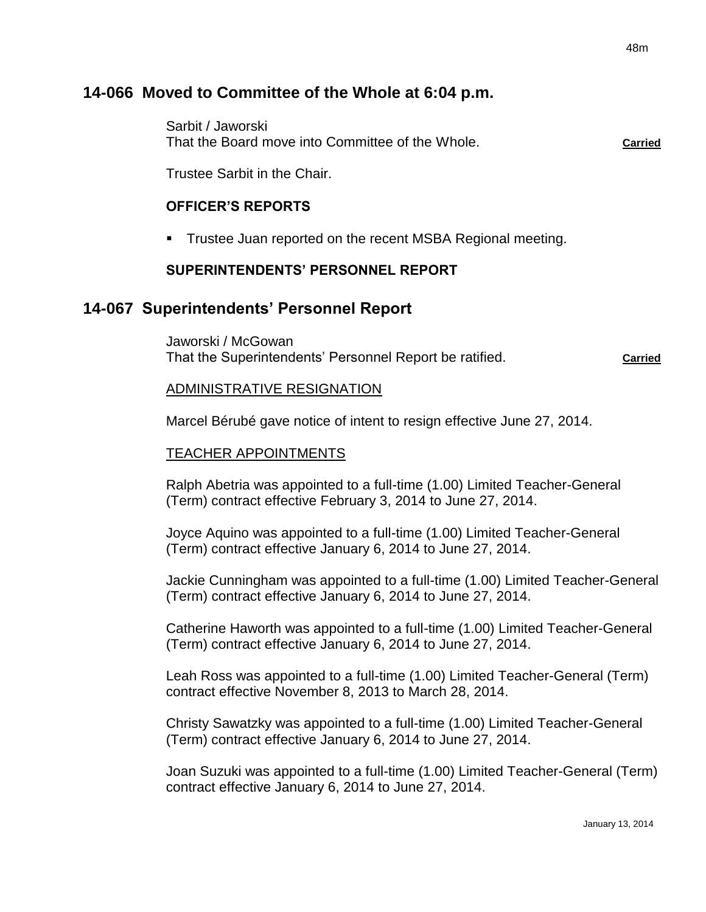## 14-066 Moved to Committee of the Whole at 6:04 p.m.

Sarbit / Jaworski
That the Board move into Committee of the Whole. **Carried**

Trustee Sarbit in the Chair.

### OFFICER'S REPORTS

- Trustee Juan reported on the recent MSBA Regional meeting.

### SUPERINTENDENTS' PERSONNEL REPORT

## 14-067 Superintendents' Personnel Report

Jaworski / McGowan
That the Superintendents' Personnel Report be ratified. **Carried**

ADMINISTRATIVE RESIGNATION

Marcel Bérubé gave notice of intent to resign effective June 27, 2014.

TEACHER APPOINTMENTS

Ralph Abetria was appointed to a full-time (1.00) Limited Teacher-General (Term) contract effective February 3, 2014 to June 27, 2014.

Joyce Aquino was appointed to a full-time (1.00) Limited Teacher-General (Term) contract effective January 6, 2014 to June 27, 2014.

Jackie Cunningham was appointed to a full-time (1.00) Limited Teacher-General (Term) contract effective January 6, 2014 to June 27, 2014.

Catherine Haworth was appointed to a full-time (1.00) Limited Teacher-General (Term) contract effective January 6, 2014 to June 27, 2014.

Leah Ross was appointed to a full-time (1.00) Limited Teacher-General (Term) contract effective November 8, 2013 to March 28, 2014.

Christy Sawatzky was appointed to a full-time (1.00) Limited Teacher-General (Term) contract effective January 6, 2014 to June 27, 2014.

Joan Suzuki was appointed to a full-time (1.00) Limited Teacher-General (Term) contract effective January 6, 2014 to June 27, 2014.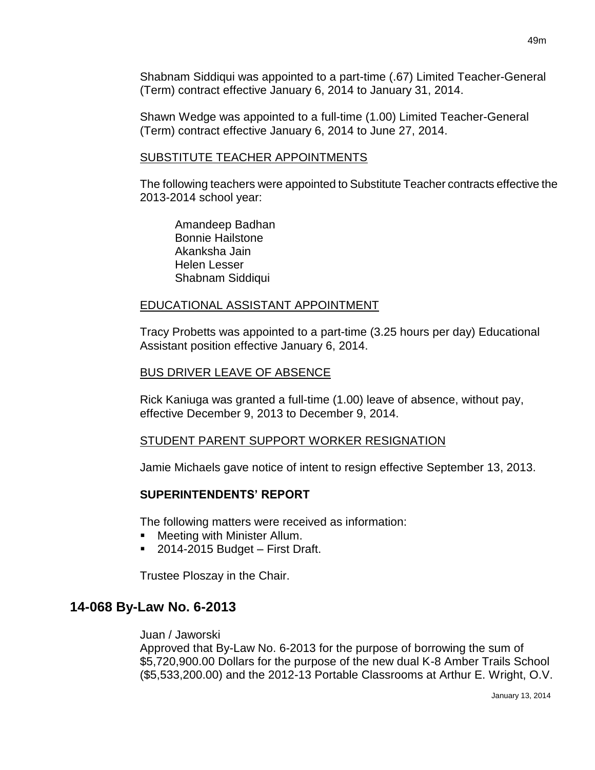Shabnam Siddiqui was appointed to a part-time (.67) Limited Teacher-General (Term) contract effective January 6, 2014 to January 31, 2014.

Shawn Wedge was appointed to a full-time (1.00) Limited Teacher-General (Term) contract effective January 6, 2014 to June 27, 2014.

SUBSTITUTE TEACHER APPOINTMENTS

The following teachers were appointed to Substitute Teacher contracts effective the 2013-2014 school year:

Amandeep Badhan
Bonnie Hailstone
Akanksha Jain
Helen Lesser
Shabnam Siddiqui

EDUCATIONAL ASSISTANT APPOINTMENT

Tracy Probetts was appointed to a part-time (3.25 hours per day) Educational Assistant position effective January 6, 2014.

BUS DRIVER LEAVE OF ABSENCE

Rick Kaniuga was granted a full-time (1.00) leave of absence, without pay, effective December 9, 2013 to December 9, 2014.

STUDENT PARENT SUPPORT WORKER RESIGNATION

Jamie Michaels gave notice of intent to resign effective September 13, 2013.

**SUPERINTENDENTS' REPORT**

The following matters were received as information:

- Meeting with Minister Allum.
- 2014-2015 Budget – First Draft.

Trustee Ploszay in the Chair.

## 14-068 By-Law No. 6-2013

Juan / Jaworski
Approved that By-Law No. 6-2013 for the purpose of borrowing the sum of $5,720,900.00 Dollars for the purpose of the new dual K-8 Amber Trails School ($5,533,200.00) and the 2012-13 Portable Classrooms at Arthur E. Wright, O.V.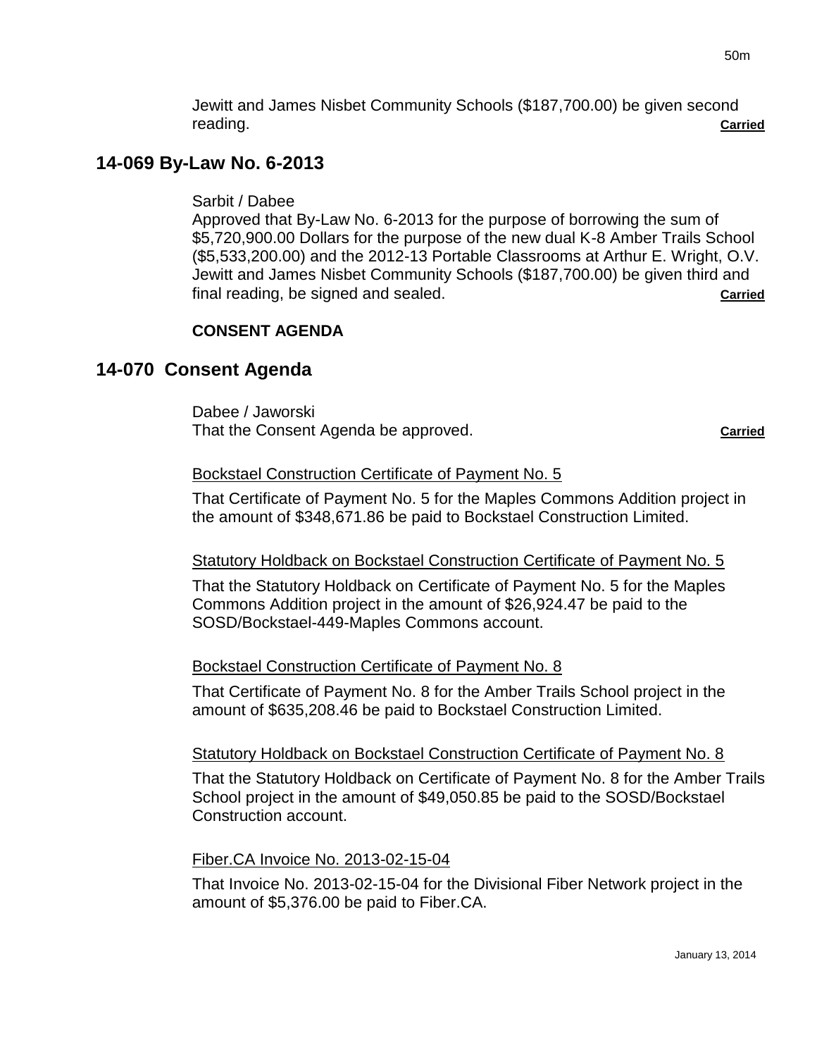Jewitt and James Nisbet Community Schools ($187,700.00) be given second reading. **Carried**

## 14-069 By-Law No. 6-2013

Sarbit / Dabee
Approved that By-Law No. 6-2013 for the purpose of borrowing the sum of $5,720,900.00 Dollars for the purpose of the new dual K-8 Amber Trails School ($5,533,200.00) and the 2012-13 Portable Classrooms at Arthur E. Wright, O.V. Jewitt and James Nisbet Community Schools ($187,700.00) be given third and final reading, be signed and sealed. **Carried**

**CONSENT AGENDA**

## 14-070 Consent Agenda

Dabee / Jaworski
That the Consent Agenda be approved. **Carried**

Bockstael Construction Certificate of Payment No. 5

That Certificate of Payment No. 5 for the Maples Commons Addition project in the amount of $348,671.86 be paid to Bockstael Construction Limited.

Statutory Holdback on Bockstael Construction Certificate of Payment No. 5

That the Statutory Holdback on Certificate of Payment No. 5 for the Maples Commons Addition project in the amount of $26,924.47 be paid to the SOSD/Bockstael-449-Maples Commons account.

Bockstael Construction Certificate of Payment No. 8

That Certificate of Payment No. 8 for the Amber Trails School project in the amount of $635,208.46 be paid to Bockstael Construction Limited.

Statutory Holdback on Bockstael Construction Certificate of Payment No. 8

That the Statutory Holdback on Certificate of Payment No. 8 for the Amber Trails School project in the amount of $49,050.85 be paid to the SOSD/Bockstael Construction account.

Fiber.CA Invoice No. 2013-02-15-04

That Invoice No. 2013-02-15-04 for the Divisional Fiber Network project in the amount of $5,376.00 be paid to Fiber.CA.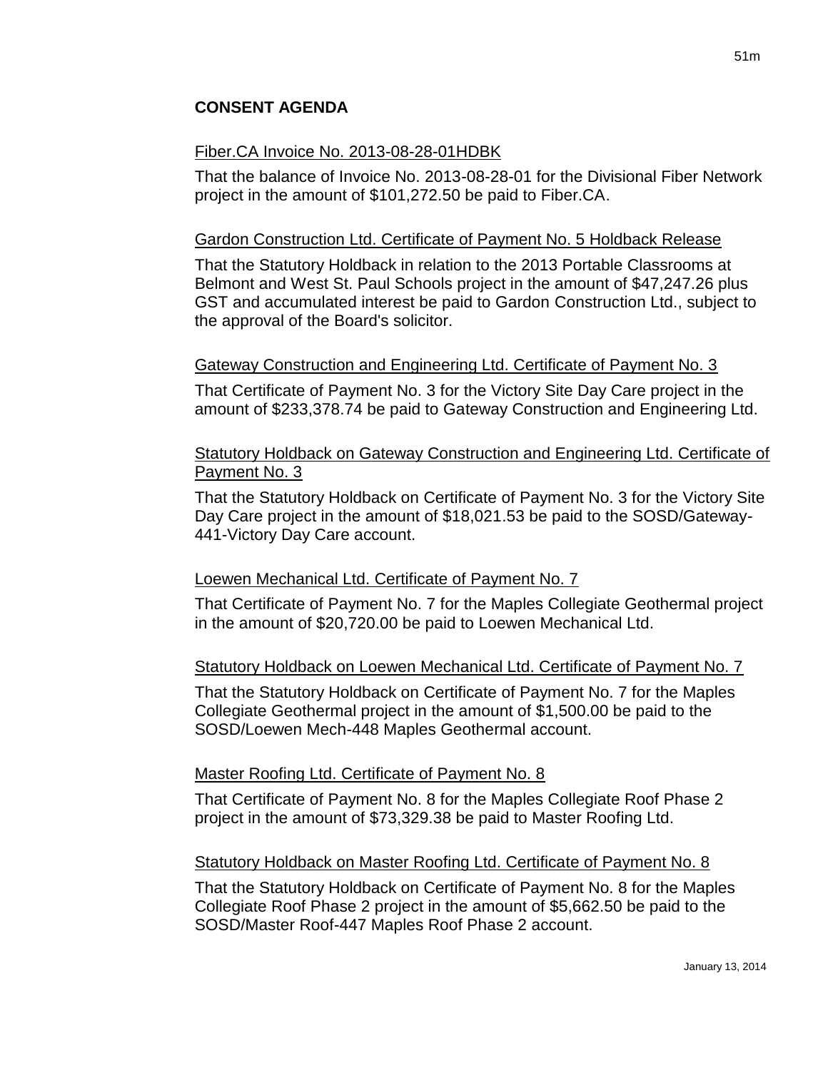## CONSENT AGENDA

Fiber.CA Invoice No. 2013-08-28-01HDBK

That the balance of Invoice No. 2013-08-28-01 for the Divisional Fiber Network project in the amount of $101,272.50 be paid to Fiber.CA.

Gardon Construction Ltd. Certificate of Payment No. 5 Holdback Release

That the Statutory Holdback in relation to the 2013 Portable Classrooms at Belmont and West St. Paul Schools project in the amount of $47,247.26 plus GST and accumulated interest be paid to Gardon Construction Ltd., subject to the approval of the Board's solicitor.

Gateway Construction and Engineering Ltd. Certificate of Payment No. 3

That Certificate of Payment No. 3 for the Victory Site Day Care project in the amount of $233,378.74 be paid to Gateway Construction and Engineering Ltd.

Statutory Holdback on Gateway Construction and Engineering Ltd. Certificate of Payment No. 3

That the Statutory Holdback on Certificate of Payment No. 3 for the Victory Site Day Care project in the amount of $18,021.53 be paid to the SOSD/Gateway-441-Victory Day Care account.

Loewen Mechanical Ltd. Certificate of Payment No. 7

That Certificate of Payment No. 7 for the Maples Collegiate Geothermal project in the amount of $20,720.00 be paid to Loewen Mechanical Ltd.

Statutory Holdback on Loewen Mechanical Ltd. Certificate of Payment No. 7

That the Statutory Holdback on Certificate of Payment No. 7 for the Maples Collegiate Geothermal project in the amount of $1,500.00 be paid to the SOSD/Loewen Mech-448 Maples Geothermal account.

Master Roofing Ltd. Certificate of Payment No. 8

That Certificate of Payment No. 8 for the Maples Collegiate Roof Phase 2 project in the amount of $73,329.38 be paid to Master Roofing Ltd.

Statutory Holdback on Master Roofing Ltd. Certificate of Payment No. 8

That the Statutory Holdback on Certificate of Payment No. 8 for the Maples Collegiate Roof Phase 2 project in the amount of $5,662.50 be paid to the SOSD/Master Roof-447 Maples Roof Phase 2 account.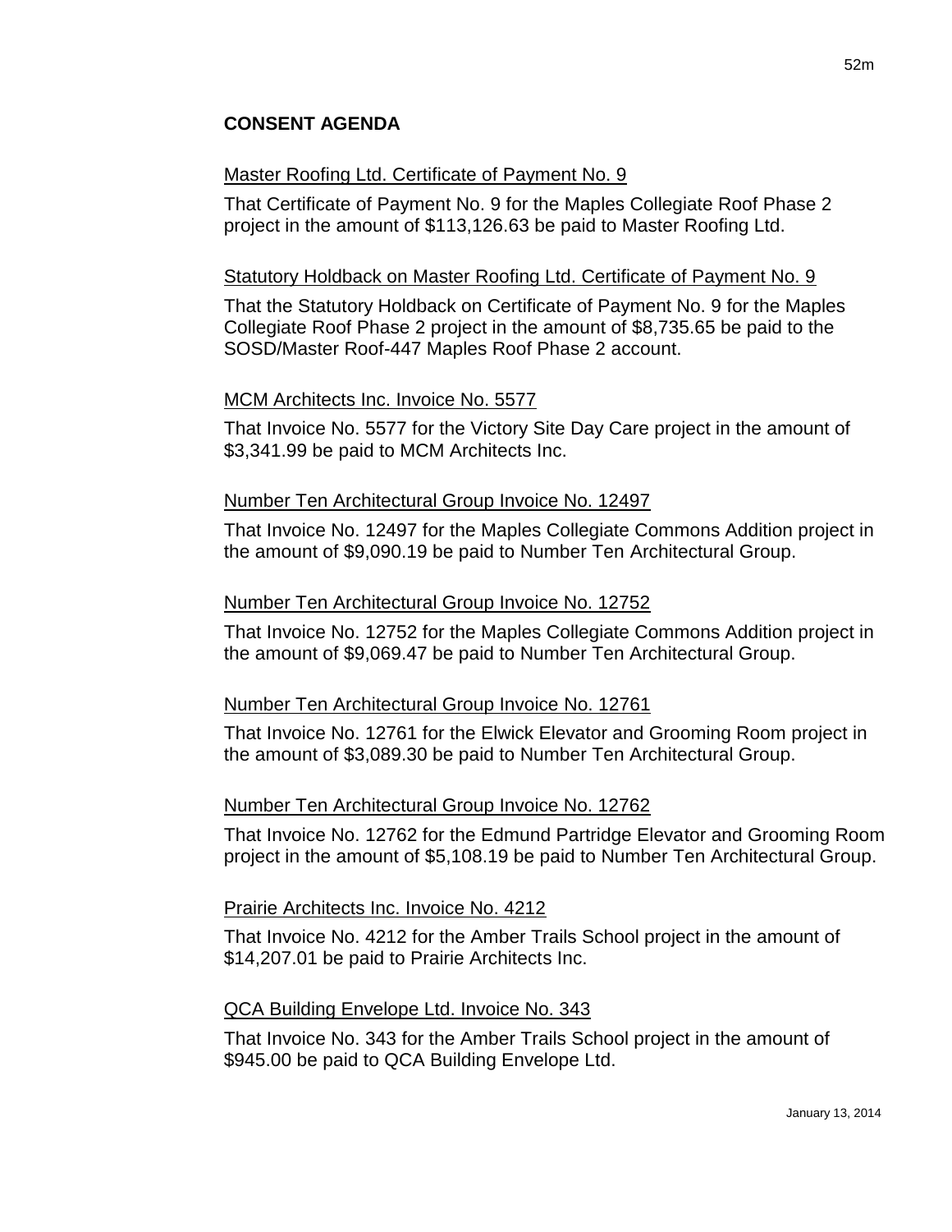## CONSENT AGENDA

Master Roofing Ltd. Certificate of Payment No. 9

That Certificate of Payment No. 9 for the Maples Collegiate Roof Phase 2 project in the amount of $113,126.63 be paid to Master Roofing Ltd.

Statutory Holdback on Master Roofing Ltd. Certificate of Payment No. 9

That the Statutory Holdback on Certificate of Payment No. 9 for the Maples Collegiate Roof Phase 2 project in the amount of $8,735.65 be paid to the SOSD/Master Roof-447 Maples Roof Phase 2 account.

MCM Architects Inc. Invoice No. 5577

That Invoice No. 5577 for the Victory Site Day Care project in the amount of $3,341.99 be paid to MCM Architects Inc.

Number Ten Architectural Group Invoice No. 12497

That Invoice No. 12497 for the Maples Collegiate Commons Addition project in the amount of $9,090.19 be paid to Number Ten Architectural Group.

Number Ten Architectural Group Invoice No. 12752

That Invoice No. 12752 for the Maples Collegiate Commons Addition project in the amount of $9,069.47 be paid to Number Ten Architectural Group.

Number Ten Architectural Group Invoice No. 12761

That Invoice No. 12761 for the Elwick Elevator and Grooming Room project in the amount of $3,089.30 be paid to Number Ten Architectural Group.

Number Ten Architectural Group Invoice No. 12762

That Invoice No. 12762 for the Edmund Partridge Elevator and Grooming Room project in the amount of $5,108.19 be paid to Number Ten Architectural Group.

Prairie Architects Inc. Invoice No. 4212

That Invoice No. 4212 for the Amber Trails School project in the amount of $14,207.01 be paid to Prairie Architects Inc.

QCA Building Envelope Ltd. Invoice No. 343

That Invoice No. 343 for the Amber Trails School project in the amount of $945.00 be paid to QCA Building Envelope Ltd.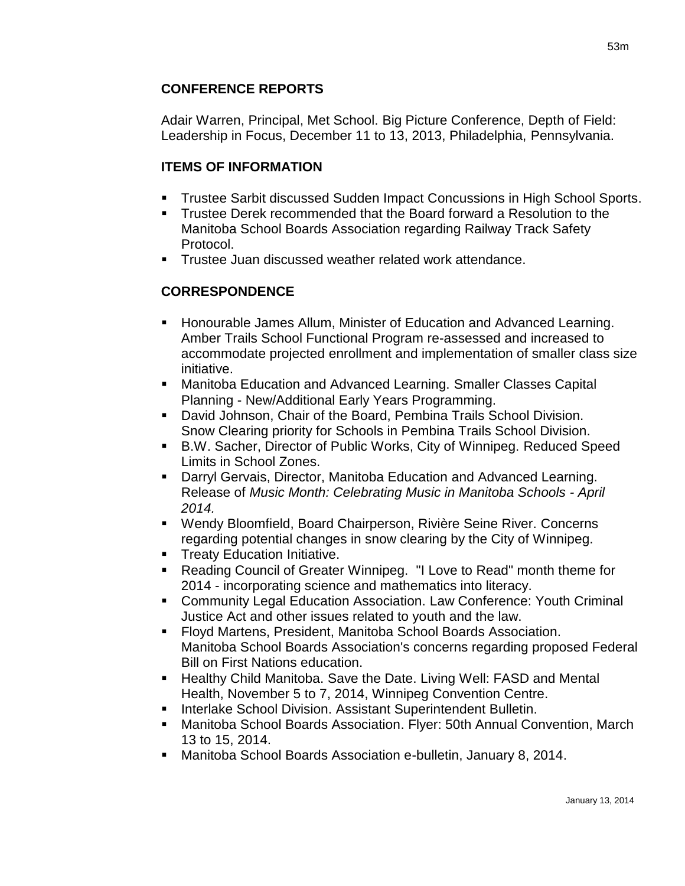## CONFERENCE REPORTS

Adair Warren, Principal, Met School. Big Picture Conference, Depth of Field: Leadership in Focus, December 11 to 13, 2013, Philadelphia, Pennsylvania.

## ITEMS OF INFORMATION

- Trustee Sarbit discussed Sudden Impact Concussions in High School Sports.
- Trustee Derek recommended that the Board forward a Resolution to the Manitoba School Boards Association regarding Railway Track Safety Protocol.
- Trustee Juan discussed weather related work attendance.

## CORRESPONDENCE

- Honourable James Allum, Minister of Education and Advanced Learning. Amber Trails School Functional Program re-assessed and increased to accommodate projected enrollment and implementation of smaller class size initiative.
- Manitoba Education and Advanced Learning. Smaller Classes Capital Planning - New/Additional Early Years Programming.
- David Johnson, Chair of the Board, Pembina Trails School Division. Snow Clearing priority for Schools in Pembina Trails School Division.
- B.W. Sacher, Director of Public Works, City of Winnipeg. Reduced Speed Limits in School Zones.
- Darryl Gervais, Director, Manitoba Education and Advanced Learning. Release of *Music Month: Celebrating Music in Manitoba Schools - April 2014.*
- Wendy Bloomfield, Board Chairperson, Rivière Seine River. Concerns regarding potential changes in snow clearing by the City of Winnipeg.
- Treaty Education Initiative.
- Reading Council of Greater Winnipeg. "I Love to Read" month theme for 2014 - incorporating science and mathematics into literacy.
- Community Legal Education Association. Law Conference: Youth Criminal Justice Act and other issues related to youth and the law.
- Floyd Martens, President, Manitoba School Boards Association. Manitoba School Boards Association's concerns regarding proposed Federal Bill on First Nations education.
- Healthy Child Manitoba. Save the Date. Living Well: FASD and Mental Health, November 5 to 7, 2014, Winnipeg Convention Centre.
- Interlake School Division. Assistant Superintendent Bulletin.
- Manitoba School Boards Association. Flyer: 50th Annual Convention, March 13 to 15, 2014.
- Manitoba School Boards Association e-bulletin, January 8, 2014.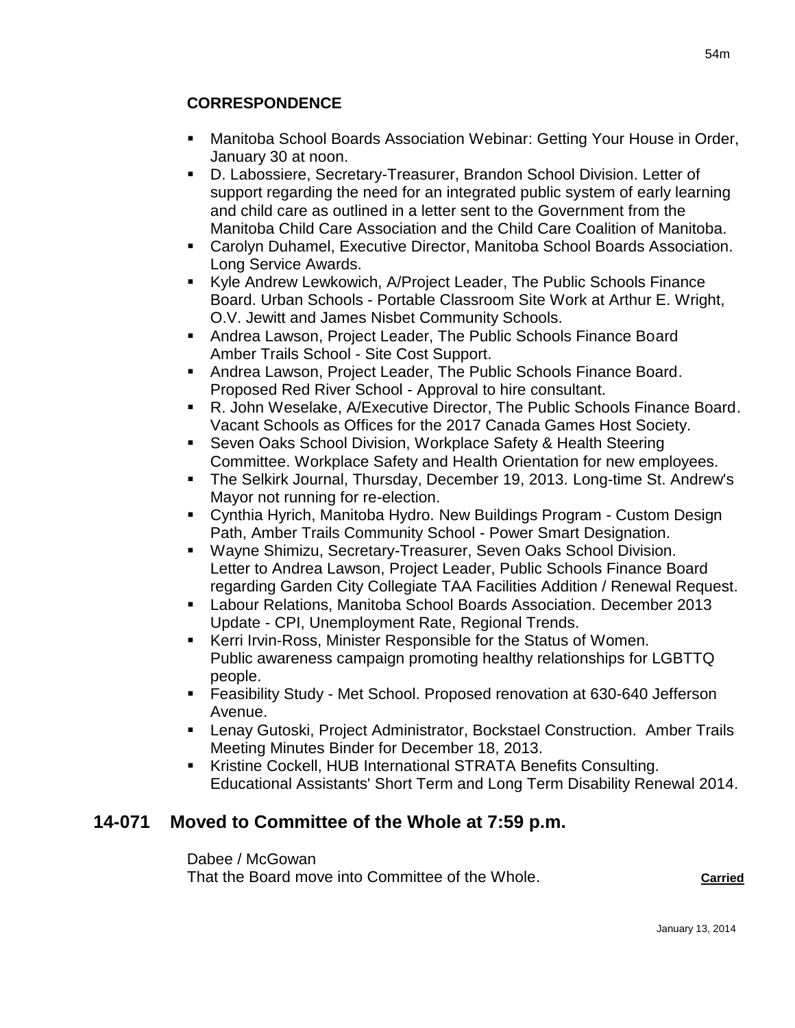### CORRESPONDENCE

- Manitoba School Boards Association Webinar: Getting Your House in Order, January 30 at noon.
- D. Labossiere, Secretary-Treasurer, Brandon School Division. Letter of support regarding the need for an integrated public system of early learning and child care as outlined in a letter sent to the Government from the Manitoba Child Care Association and the Child Care Coalition of Manitoba.
- Carolyn Duhamel, Executive Director, Manitoba School Boards Association. Long Service Awards.
- Kyle Andrew Lewkowich, A/Project Leader, The Public Schools Finance Board. Urban Schools - Portable Classroom Site Work at Arthur E. Wright, O.V. Jewitt and James Nisbet Community Schools.
- Andrea Lawson, Project Leader, The Public Schools Finance Board Amber Trails School - Site Cost Support.
- Andrea Lawson, Project Leader, The Public Schools Finance Board. Proposed Red River School - Approval to hire consultant.
- R. John Weselake, A/Executive Director, The Public Schools Finance Board. Vacant Schools as Offices for the 2017 Canada Games Host Society.
- Seven Oaks School Division, Workplace Safety & Health Steering Committee. Workplace Safety and Health Orientation for new employees.
- The Selkirk Journal, Thursday, December 19, 2013. Long-time St. Andrew's Mayor not running for re-election.
- Cynthia Hyrich, Manitoba Hydro. New Buildings Program - Custom Design Path, Amber Trails Community School - Power Smart Designation.
- Wayne Shimizu, Secretary-Treasurer, Seven Oaks School Division. Letter to Andrea Lawson, Project Leader, Public Schools Finance Board regarding Garden City Collegiate TAA Facilities Addition / Renewal Request.
- Labour Relations, Manitoba School Boards Association. December 2013 Update - CPI, Unemployment Rate, Regional Trends.
- Kerri Irvin-Ross, Minister Responsible for the Status of Women. Public awareness campaign promoting healthy relationships for LGBTTQ people.
- Feasibility Study - Met School. Proposed renovation at 630-640 Jefferson Avenue.
- Lenay Gutoski, Project Administrator, Bockstael Construction. Amber Trails Meeting Minutes Binder for December 18, 2013.
- Kristine Cockell, HUB International STRATA Benefits Consulting. Educational Assistants' Short Term and Long Term Disability Renewal 2014.

## 14-071 Moved to Committee of the Whole at 7:59 p.m.

Dabee / McGowan
That the Board move into Committee of the Whole. **Carried**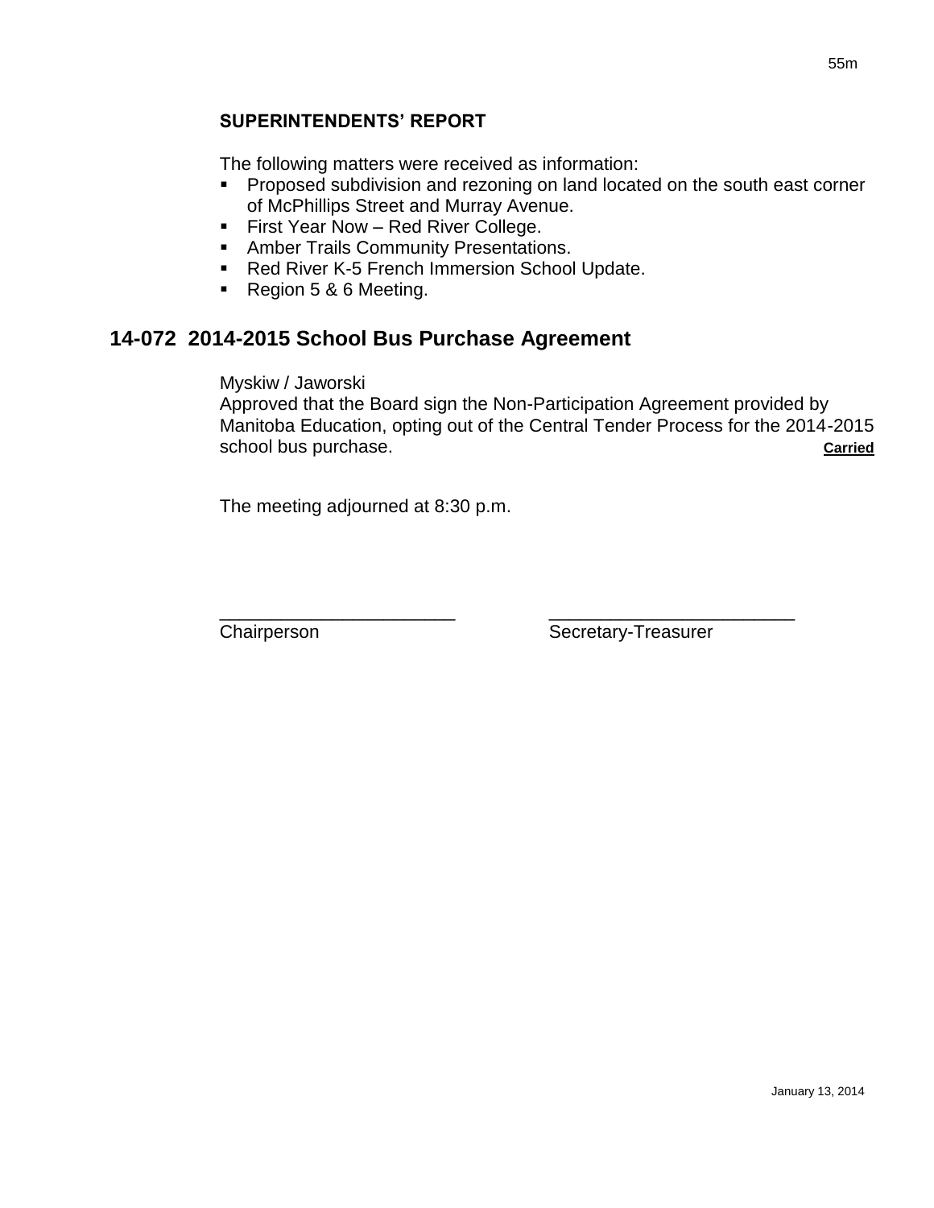**SUPERINTENDENTS' REPORT**

The following matters were received as information:

- Proposed subdivision and rezoning on land located on the south east corner of McPhillips Street and Murray Avenue.
- First Year Now – Red River College.
- Amber Trails Community Presentations.
- Red River K-5 French Immersion School Update.
- Region 5 & 6 Meeting.

## 14-072 2014-2015 School Bus Purchase Agreement

Myskiw / Jaworski
Approved that the Board sign the Non-Participation Agreement provided by Manitoba Education, opting out of the Central Tender Process for the 2014-2015 school bus purchase. **Carried**

The meeting adjourned at 8:30 p.m.

\_\_\_\_\_\_\_\_\_\_\_\_\_\_\_\_\_\_\_\_\_\_\_ \_\_\_\_\_\_\_\_\_\_\_\_\_\_\_\_\_\_\_\_\_\_\_\_
Chairperson Secretary-Treasurer